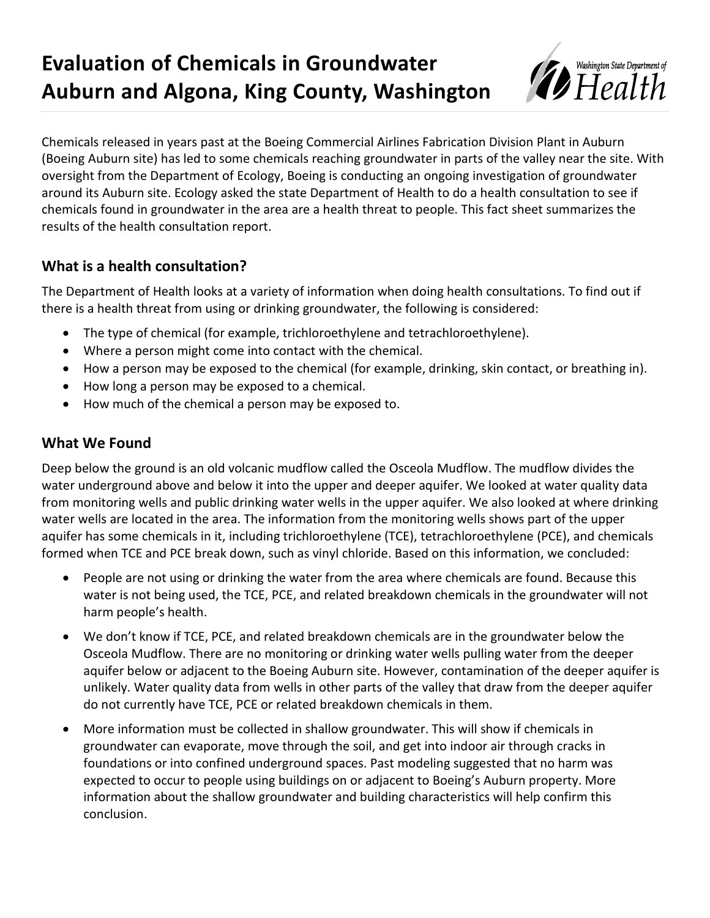# Evaluation of Chemicals in Groundwater Auburn and Algona, King County, Washington

Chemicals released in years past at the Boeing Commercial Airlines Fabrication Division Plant in Auburn (Boeing Auburn site) has led to some chemicals reaching groundwater in parts of the valley near the site. With oversight from the Department of Ecology, Boeing is conducting an ongoing investigation of groundwater around its Auburn site. Ecology asked the state Department of Health to do a health consultation to see if chemicals found in groundwater in the area are a health threat to people. This fact sheet summarizes the results of the health consultation report.

## What is a health consultation?

The Department of Health looks at a variety of information when doing health consultations. To find out if there is a health threat from using or drinking groundwater, the following is considered:

- The type of chemical (for example, trichloroethylene and tetrachloroethylene).
- Where a person might come into contact with the chemical.
- How a person may be exposed to the chemical (for example, drinking, skin contact, or breathing in).
- How long a person may be exposed to a chemical.
- How much of the chemical a person may be exposed to.

## What We Found

Deep below the ground is an old volcanic mudflow called the Osceola Mudflow. The mudflow divides the water underground above and below it into the upper and deeper aquifer. We looked at water quality data from monitoring wells and public drinking water wells in the upper aquifer. We also looked at where drinking water wells are located in the area. The information from the monitoring wells shows part of the upper aquifer has some chemicals in it, including trichloroethylene (TCE), tetrachloroethylene (PCE), and chemicals formed when TCE and PCE break down, such as vinyl chloride. Based on this information, we concluded:

- People are not using or drinking the water from the area where chemicals are found. Because this water is not being used, the TCE, PCE, and related breakdown chemicals in the groundwater will not harm people's health.
- We don't know if TCE, PCE, and related breakdown chemicals are in the groundwater below the Osceola Mudflow. There are no monitoring or drinking water wells pulling water from the deeper aquifer below or adjacent to the Boeing Auburn site. However, contamination of the deeper aquifer is unlikely. Water quality data from wells in other parts of the valley that draw from the deeper aquifer do not currently have TCE, PCE or related breakdown chemicals in them.
- More information must be collected in shallow groundwater. This will show if chemicals in groundwater can evaporate, move through the soil, and get into indoor air through cracks in foundations or into confined underground spaces. Past modeling suggested that no harm was expected to occur to people using buildings on or adjacent to Boeing's Auburn property. More information about the shallow groundwater and building characteristics will help confirm this conclusion.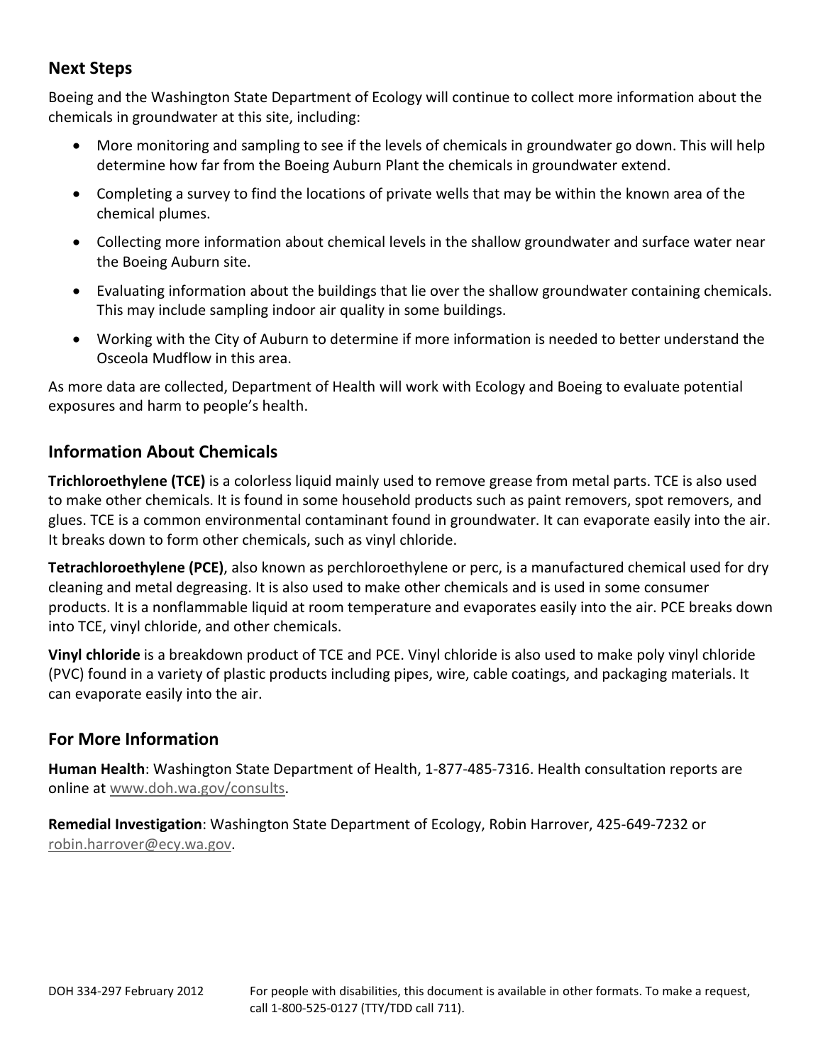## Next Steps

Boeing and the Washington State Department of Ecology will continue to collect more information about the chemicals in groundwater at this site, including:

- More monitoring and sampling to see if the levels of chemicals in groundwater go down. This will help determine how far from the Boeing Auburn Plant the chemicals in groundwater extend.
- Completing a survey to find the locations of private wells that may be within the known area of the chemical plumes.
- Collecting more information about chemical levels in the shallow groundwater and surface water near the Boeing Auburn site.
- Evaluating information about the buildings that lie over the shallow groundwater containing chemicals. This may include sampling indoor air quality in some buildings.
- Working with the City of Auburn to determine if more information is needed to better understand the Osceola Mudflow in this area.

As more data are collected, Department of Health will work with Ecology and Boeing to evaluate potential exposures and harm to people's health.

## Information About Chemicals

**Trichloroethylene (TCE)** is a colorless liquid mainly used to remove grease from metal parts. TCE is also used to make other chemicals. It is found in some household products such as paint removers, spot removers, and glues. TCE is a common environmental contaminant found in groundwater. It can evaporate easily into the air. It breaks down to form other chemicals, such as vinyl chloride.

**Tetrachloroethylene (PCE)**, also known as perchloroethylene or perc, is a manufactured chemical used for dry cleaning and metal degreasing. It is also used to make other chemicals and is used in some consumer products. It is a nonflammable liquid at room temperature and evaporates easily into the air. PCE breaks down into TCE, vinyl chloride, and other chemicals.

**Vinyl chloride** is a breakdown product of TCE and PCE. Vinyl chloride is also used to make poly vinyl chloride (PVC) found in a variety of plastic products including pipes, wire, cable coatings, and packaging materials. It can evaporate easily into the air.

## For More Information

**Human Health**: Washington State Department of Health, 1-877-485-7316. Health consultation reports are online at www.doh.wa.gov/consults.

**Remedial Investigation**: Washington State Department of Ecology, Robin Harrover, 425-649-7232 or robin.harrover@ecy.wa.gov.

DOH 334-297 February 2012

For people with disabilities, this document is available in other formats. To make a request, call 1-800-525-0127 (TTY/TDD call 711).